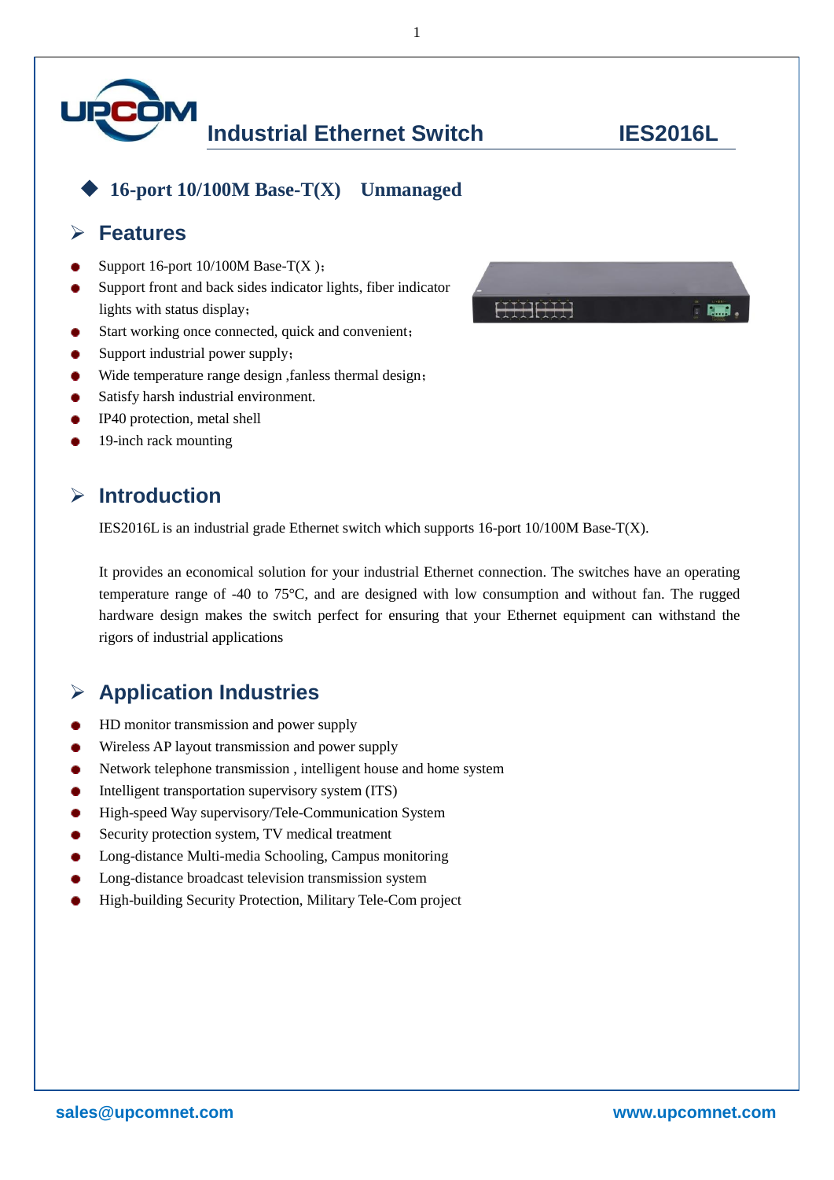# Industrial Ethernet Switch IES2016L

◆ **16-port 10/100M Base-T(X)  Unmanaged**

## Features

- Support 16-port 10/100M Base-T(X );
- Support front and back sides indicator lights, fiber indicator lights with status display;
- Start working once connected, quick and convenient;
- Support industrial power supply;
- Wide temperature range design ,fanless thermal design;
- Satisfy harsh industrial environment.
- IP40 protection, metal shell
- 19-inch rack mounting

## Introduction

IES2016L is an industrial grade Ethernet switch which supports 16-port 10/100M Base-T(X).

It provides an economical solution for your industrial Ethernet connection. The switches have an operating temperature range of -40 to 75°C, and are designed with low consumption and without fan. The rugged hardware design makes the switch perfect for ensuring that your Ethernet equipment can withstand the rigors of industrial applications

## Application Industries

- HD monitor transmission and power supply
- Wireless AP layout transmission and power supply
- Network telephone transmission , intelligent house and home system
- Intelligent transportation supervisory system (ITS)
- High-speed Way supervisory/Tele-Communication System
- Security protection system, TV medical treatment
- Long-distance Multi-media Schooling, Campus monitoring
- Long-distance broadcast television transmission system
- High-building Security Protection, Military Tele-Com project

sales@upcomnet.com www.upcomnet.com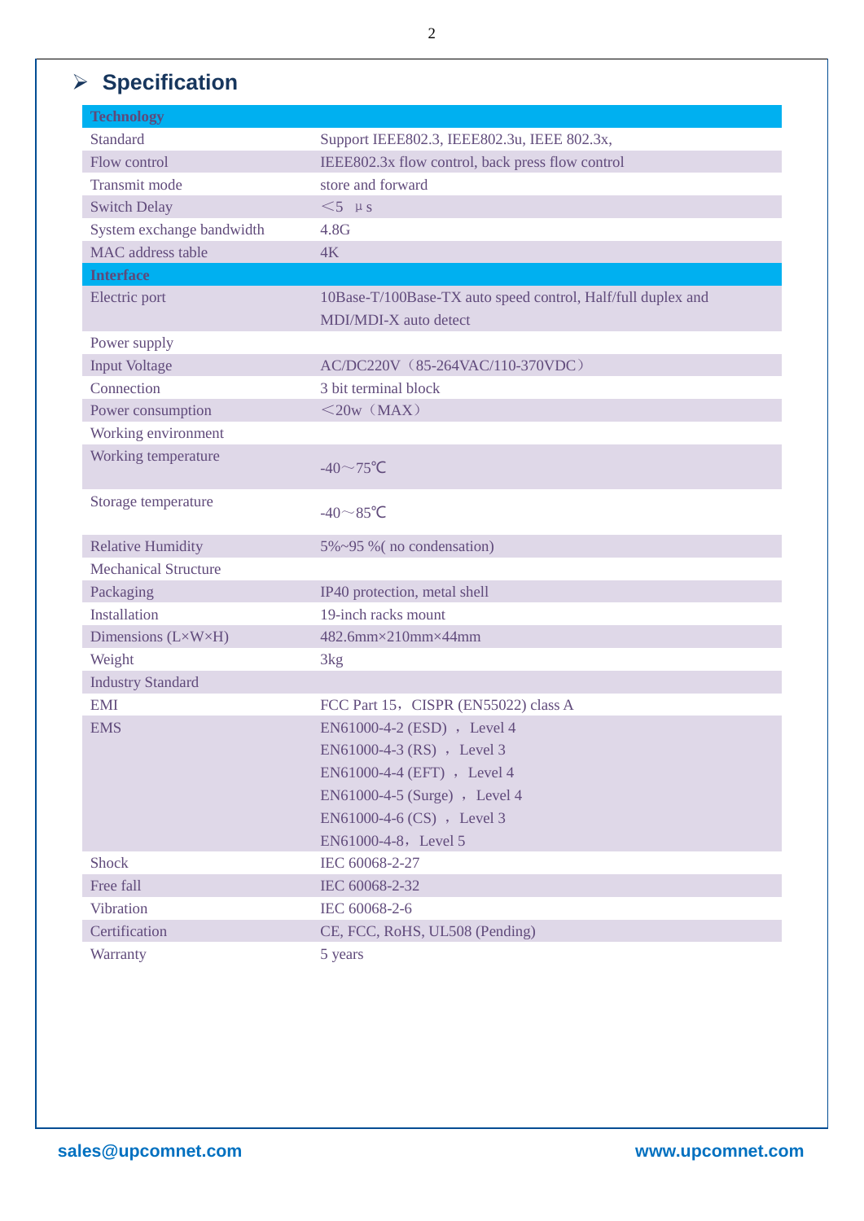## Specification

| Technology | |
|---|---|
| Standard | Support IEEE802.3, IEEE802.3u, IEEE 802.3x, |
| Flow control | IEEE802.3x flow control, back press flow control |
| Transmit mode | store and forward |
| Switch Delay | ＜5 μs |
| System exchange bandwidth | 4.8G |
| MAC address table | 4K |
| **Interface** | |
| Electric port | 10Base-T/100Base-TX auto speed control, Half/full duplex and MDI/MDI-X auto detect |
| Power supply | |
| Input Voltage | AC/DC220V（85-264VAC/110-370VDC） |
| Connection | 3 bit terminal block |
| Power consumption | ＜20w（MAX） |
| Working environment | |
| Working temperature | -40～75℃ |
| Storage temperature | -40～85℃ |
| Relative Humidity | 5%~95 %( no condensation) |
| Mechanical Structure | |
| Packaging | IP40 protection, metal shell |
| Installation | 19-inch racks mount |
| Dimensions (L×W×H) | 482.6mm×210mm×44mm |
| Weight | 3kg |
| Industry Standard | |
| EMI | FCC Part 15，CISPR (EN55022) class A |
| EMS | EN61000-4-2 (ESD) ， Level 4<br>EN61000-4-3 (RS) ， Level 3<br>EN61000-4-4 (EFT) ， Level 4<br>EN61000-4-5 (Surge) ， Level 4<br>EN61000-4-6 (CS) ， Level 3<br>EN61000-4-8，Level 5 |
| Shock | IEC 60068-2-27 |
| Free fall | IEC 60068-2-32 |
| Vibration | IEC 60068-2-6 |
| Certification | CE, FCC, RoHS, UL508 (Pending) |
| Warranty | 5 years |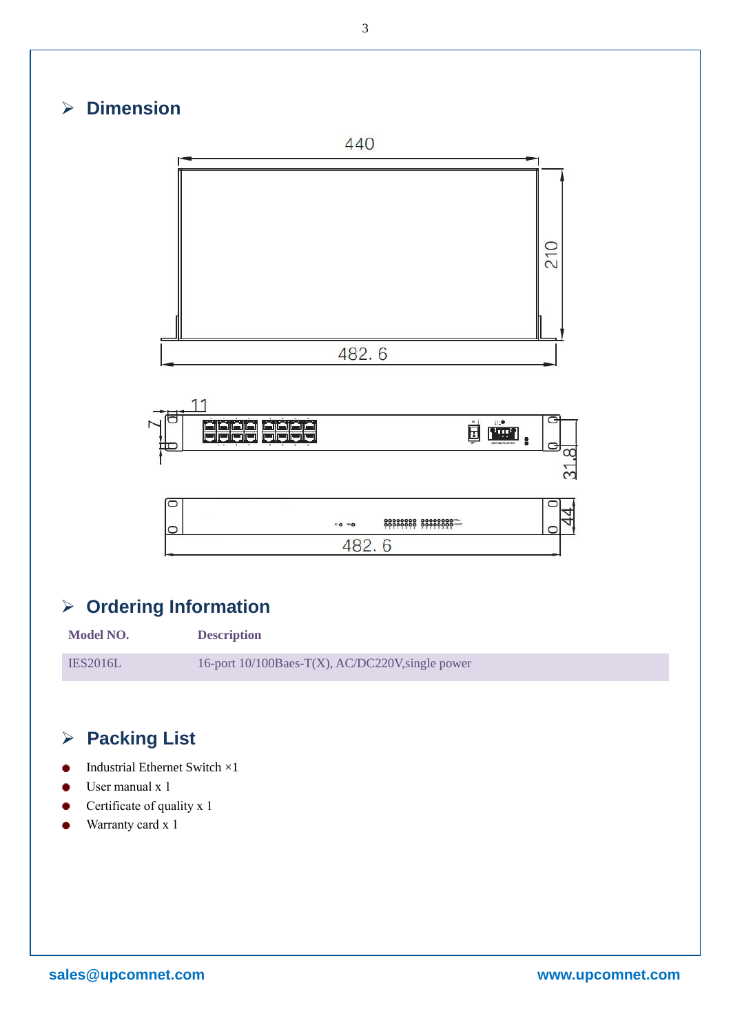## Dimension

440

210

482. 6

11

7

31.8

44

482. 6

## Ordering Information

| Model NO. | Description |
|---|---|
| IES2016L | 16-port 10/100Baes-T(X), AC/DC220V,single power |

## Packing List

- Industrial Ethernet Switch ×1
- User manual x 1
- Certificate of quality x 1
- Warranty card x 1